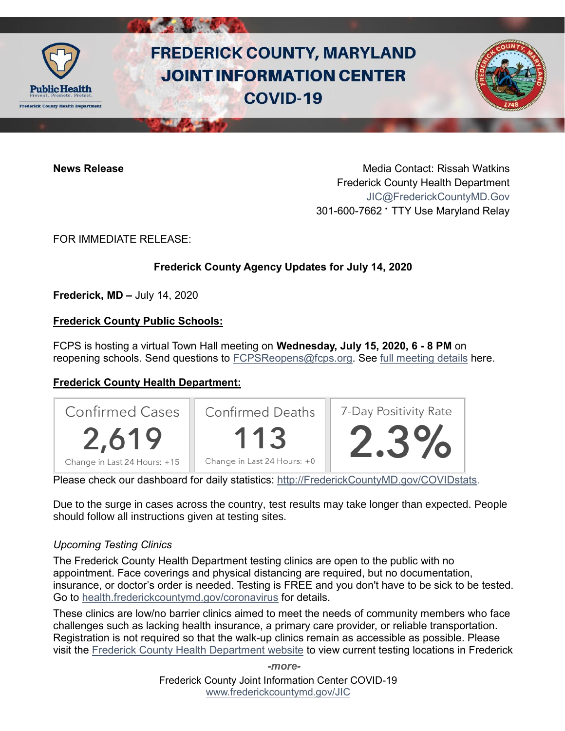# FREDERICK COUNTY, MARYLAND JOINT INFORMATION CENTER COVID-19

**News Release**

Media Contact: Rissah Watkins
Frederick County Health Department
JIC@FrederickCountyMD.Gov
301-600-7662 · TTY Use Maryland Relay

FOR IMMEDIATE RELEASE:

**Frederick County Agency Updates for July 14, 2020**

**Frederick, MD –** July 14, 2020

## Frederick County Public Schools:

FCPS is hosting a virtual Town Hall meeting on **Wednesday, July 15, 2020, 6 - 8 PM** on reopening schools. Send questions to FCPSReopens@fcps.org. See full meeting details here.

## Frederick County Health Department:

| Confirmed Cases | Confirmed Deaths | 7-Day Positivity Rate |
| --- | --- | --- |
| 2,619 | 113 | 2.3% |
| Change in Last 24 Hours: +15 | Change in Last 24 Hours: +0 | |

Please check our dashboard for daily statistics: http://FrederickCountyMD.gov/COVIDstats.

Due to the surge in cases across the country, test results may take longer than expected. People should follow all instructions given at testing sites.

*Upcoming Testing Clinics*

The Frederick County Health Department testing clinics are open to the public with no appointment. Face coverings and physical distancing are required, but no documentation, insurance, or doctor's order is needed. Testing is FREE and you don't have to be sick to be tested. Go to health.frederickcountymd.gov/coronavirus for details.

These clinics are low/no barrier clinics aimed to meet the needs of community members who face challenges such as lacking health insurance, a primary care provider, or reliable transportation. Registration is not required so that the walk-up clinics remain as accessible as possible. Please visit the Frederick County Health Department website to view current testing locations in Frederick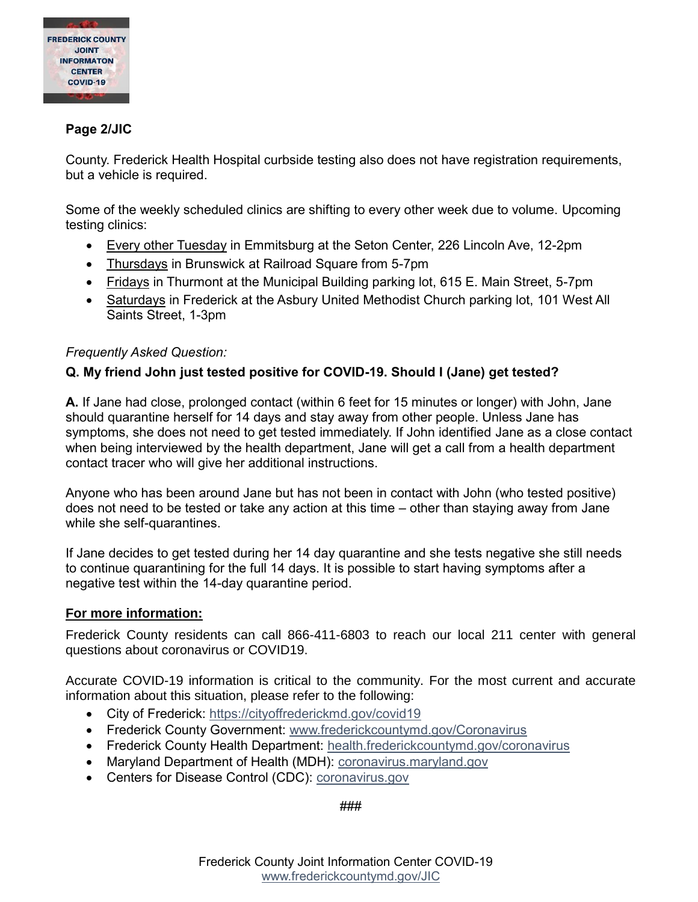County. Frederick Health Hospital curbside testing also does not have registration requirements, but a vehicle is required.

Some of the weekly scheduled clinics are shifting to every other week due to volume. Upcoming testing clinics:

- Every other Tuesday in Emmitsburg at the Seton Center, 226 Lincoln Ave, 12-2pm
- Thursdays in Brunswick at Railroad Square from 5-7pm
- Fridays in Thurmont at the Municipal Building parking lot, 615 E. Main Street, 5-7pm
- Saturdays in Frederick at the Asbury United Methodist Church parking lot, 101 West All Saints Street, 1-3pm

*Frequently Asked Question:*

**Q. My friend John just tested positive for COVID-19. Should I (Jane) get tested?**

**A.** If Jane had close, prolonged contact (within 6 feet for 15 minutes or longer) with John, Jane should quarantine herself for 14 days and stay away from other people. Unless Jane has symptoms, she does not need to get tested immediately. If John identified Jane as a close contact when being interviewed by the health department, Jane will get a call from a health department contact tracer who will give her additional instructions.

Anyone who has been around Jane but has not been in contact with John (who tested positive) does not need to be tested or take any action at this time – other than staying away from Jane while she self-quarantines.

If Jane decides to get tested during her 14 day quarantine and she tests negative she still needs to continue quarantining for the full 14 days. It is possible to start having symptoms after a negative test within the 14-day quarantine period.

**For more information:**

Frederick County residents can call 866-411-6803 to reach our local 211 center with general questions about coronavirus or COVID19.

Accurate COVID-19 information is critical to the community. For the most current and accurate information about this situation, please refer to the following:

- City of Frederick: https://cityoffrederickmd.gov/covid19
- Frederick County Government: www.frederickcountymd.gov/Coronavirus
- Frederick County Health Department: health.frederickcountymd.gov/coronavirus
- Maryland Department of Health (MDH): coronavirus.maryland.gov
- Centers for Disease Control (CDC): coronavirus.gov

###